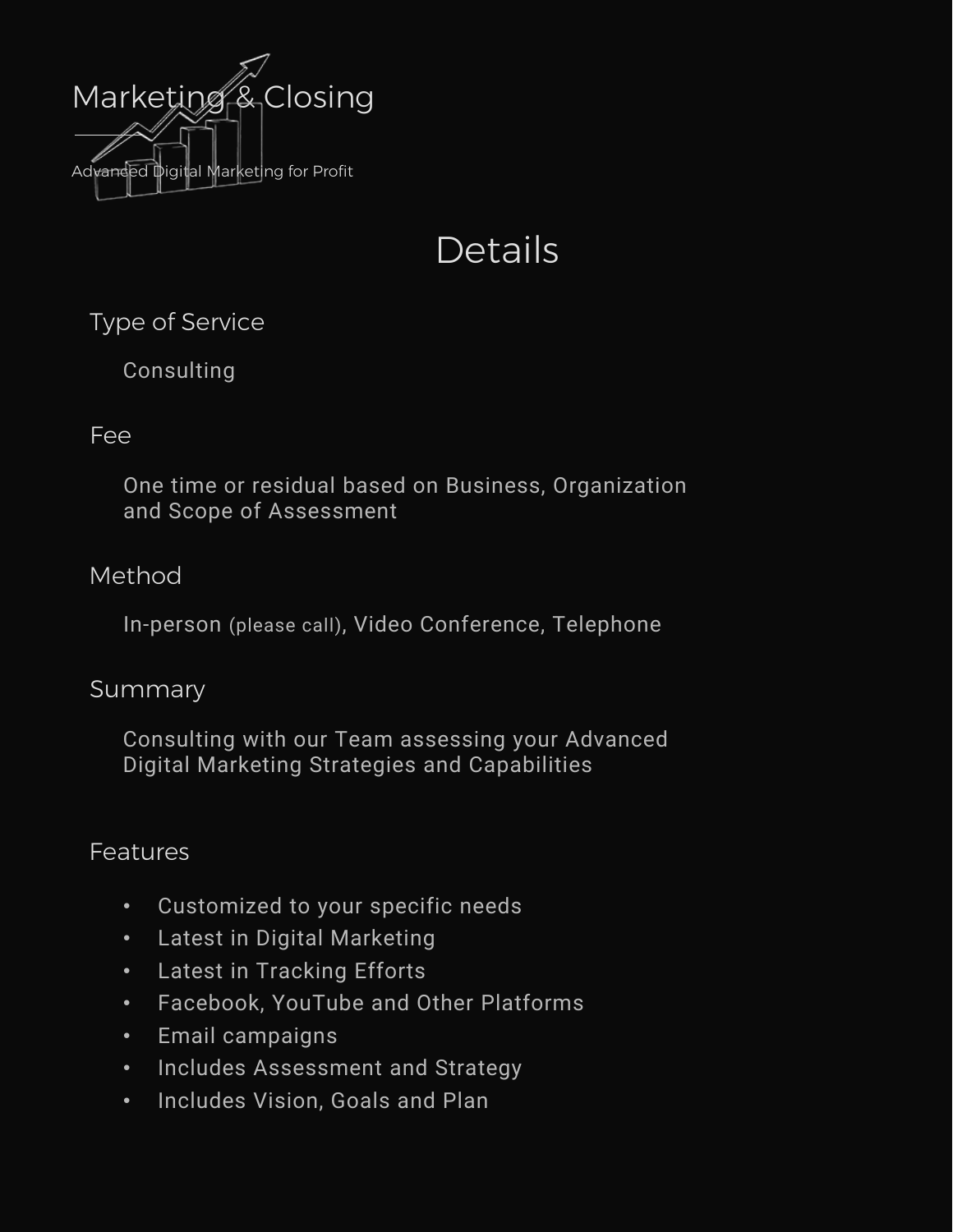# Marketing & Closing

Advanced Digital Marketing for Profit

## Details

### Type of Service

Consulting

### Fee

One time or residual based on Business, Organization and Scope of Assessment

### Method

In-person (please call), Video Conference, Telephone

### Summary

Consulting with our Team assessing your Advanced Digital Marketing Strategies and Capabilities

### Features

- Customized to your specific needs
- Latest in Digital Marketing
- Latest in Tracking Efforts
- Facebook, YouTube and Other Platforms
- Email campaigns
- Includes Assessment and Strategy
- Includes Vision, Goals and Plan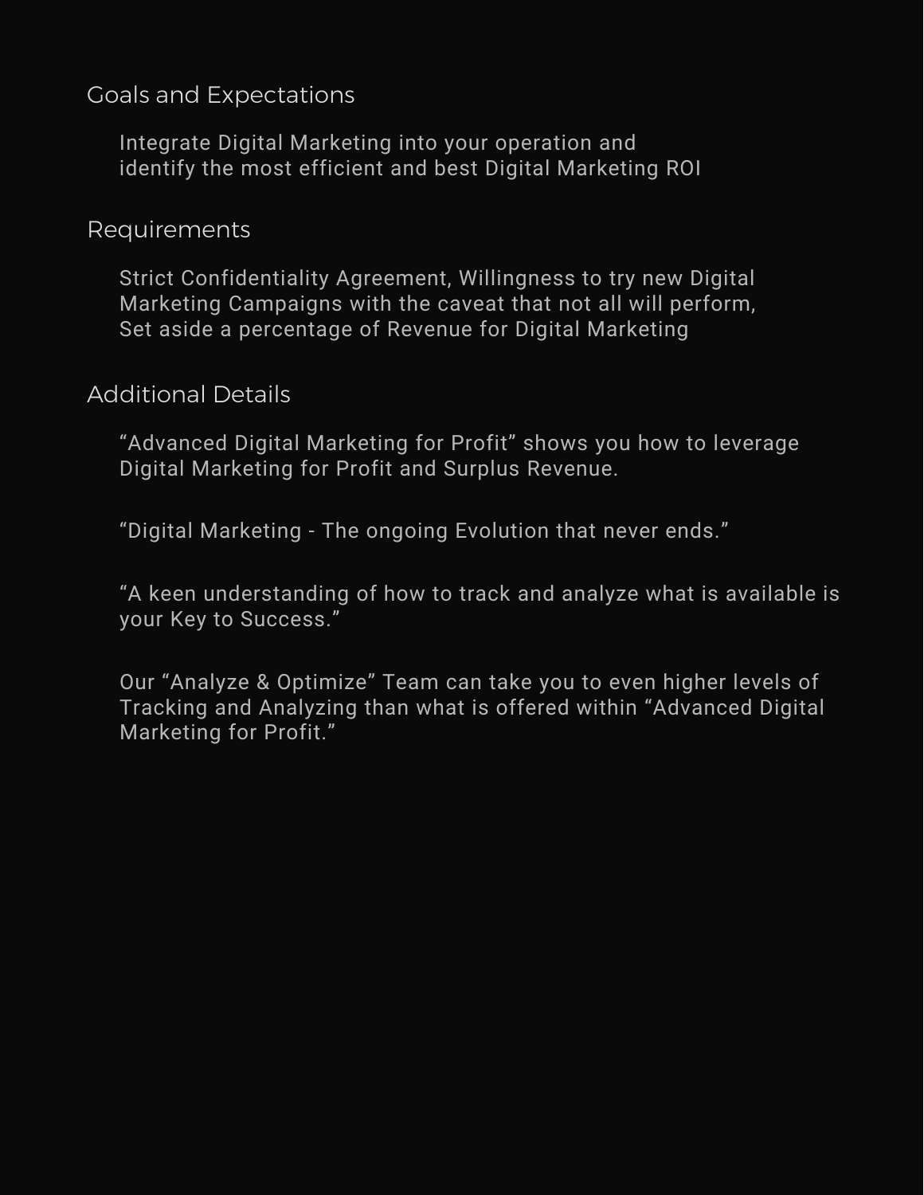## Goals and Expectations

Integrate Digital Marketing into your operation and identify the most efficient and best Digital Marketing ROI

## Requirements

Strict Confidentiality Agreement, Willingness to try new Digital Marketing Campaigns with the caveat that not all will perform, Set aside a percentage of Revenue for Digital Marketing

## Additional Details

“Advanced Digital Marketing for Profit” shows you how to leverage Digital Marketing for Profit and Surplus Revenue.

“Digital Marketing - The ongoing Evolution that never ends.”

“A keen understanding of how to track and analyze what is available is your Key to Success.”

Our “Analyze & Optimize” Team can take you to even higher levels of Tracking and Analyzing than what is offered within “Advanced Digital Marketing for Profit.”